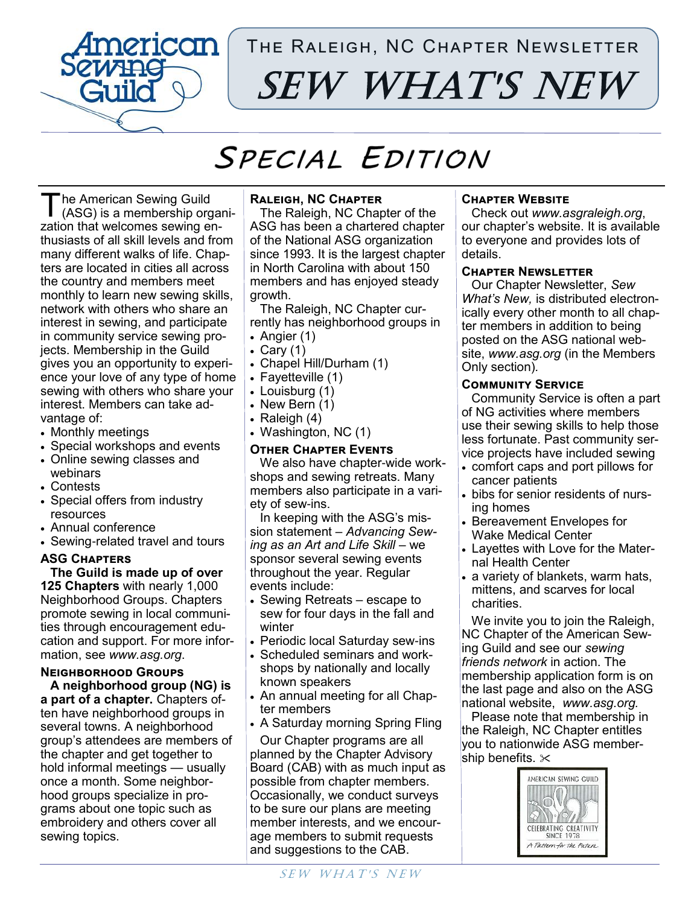# The Raleigh, NC Chapter Newsletter

# Sew What's New

## Special Edition

The American Sewing Guild (ASG) is a membership organization that welcomes sewing enthusiasts of all skill levels and from many different walks of life. Chapters are located in cities all across the country and members meet monthly to learn new sewing skills, network with others who share an interest in sewing, and participate in community service sewing projects. Membership in the Guild gives you an opportunity to experience your love of any type of home sewing with others who share your interest. Members can take advantage of:

- Monthly meetings
- Special workshops and events
- Online sewing classes and webinars
- Contests
- Special offers from industry resources
- Annual conference
- Sewing-related travel and tours

### ASG Chapters

**The Guild is made up of over 125 Chapters** with nearly 1,000 Neighborhood Groups. Chapters promote sewing in local communities through encouragement education and support. For more information, see *www.asg.org*.

### Neighborhood Groups

**A neighborhood group (NG) is a part of a chapter.** Chapters often have neighborhood groups in several towns. A neighborhood group's attendees are members of the chapter and get together to hold informal meetings — usually once a month. Some neighborhood groups specialize in programs about one topic such as embroidery and others cover all sewing topics.

### Raleigh, NC Chapter

The Raleigh, NC Chapter of the ASG has been a chartered chapter of the National ASG organization since 1993. It is the largest chapter in North Carolina with about 150 members and has enjoyed steady growth.

The Raleigh, NC Chapter currently has neighborhood groups in

- Angier (1)
- Cary (1)
- Chapel Hill/Durham (1)
- Fayetteville (1)
- Louisburg (1)
- New Bern (1)
- Raleigh (4)
- Washington, NC (1)

### Other Chapter Events

We also have chapter-wide workshops and sewing retreats. Many members also participate in a variety of sew-ins.

In keeping with the ASG's mission statement – *Advancing Sewing as an Art and Life Skill* – we sponsor several sewing events throughout the year. Regular events include:

- Sewing Retreats – escape to sew for four days in the fall and winter
- Periodic local Saturday sew-ins
- Scheduled seminars and workshops by nationally and locally known speakers
- An annual meeting for all Chapter members
- A Saturday morning Spring Fling

Our Chapter programs are all planned by the Chapter Advisory Board (CAB) with as much input as possible from chapter members. Occasionally, we conduct surveys to be sure our plans are meeting member interests, and we encourage members to submit requests and suggestions to the CAB.

### Chapter Website

Check out *www.asgraleigh.org*, our chapter's website. It is available to everyone and provides lots of details.

### Chapter Newsletter

Our Chapter Newsletter, *Sew What's New,* is distributed electronically every other month to all chapter members in addition to being posted on the ASG national website, *www.asg.org* (in the Members Only section).

### Community Service

Community Service is often a part of NG activities where members use their sewing skills to help those less fortunate. Past community service projects have included sewing

- comfort caps and port pillows for cancer patients
- bibs for senior residents of nursing homes
- Bereavement Envelopes for Wake Medical Center
- Layettes with Love for the Maternal Health Center
- a variety of blankets, warm hats, mittens, and scarves for local charities.

We invite you to join the Raleigh, NC Chapter of the American Sewing Guild and see our *sewing friends network* in action. The membership application form is on the last page and also on the ASG national website, *www.asg.org.*

Please note that membership in the Raleigh, NC Chapter entitles you to nationwide ASG membership benefits. ✂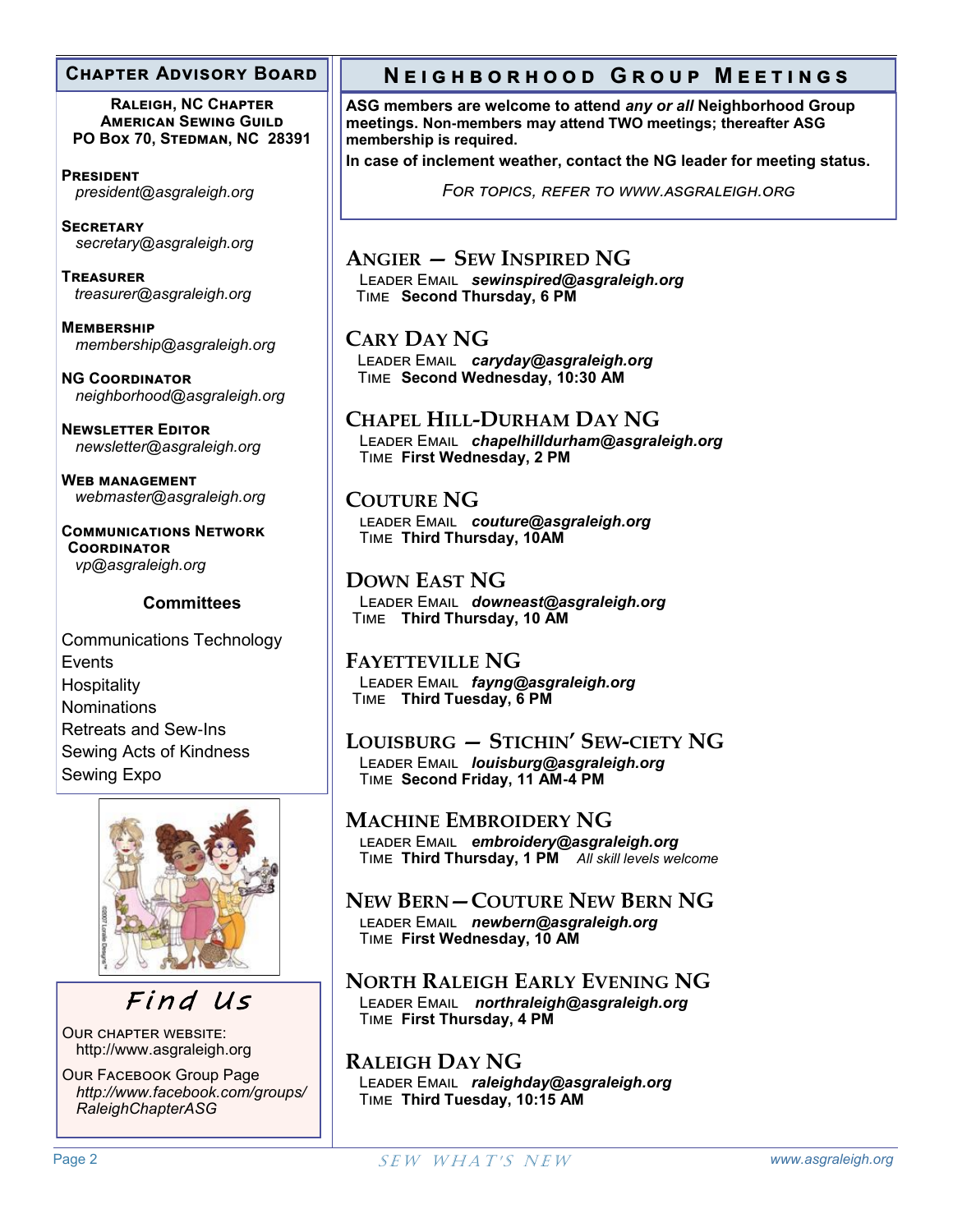## Chapter Advisory Board

**Raleigh, NC Chapter**
**American Sewing Guild**
**PO Box 70, Stedman, NC 28391**

**President**
*president@asgraleigh.org*

**Secretary**
*secretary@asgraleigh.org*

**Treasurer**
*treasurer@asgraleigh.org*

**Membership**
*membership@asgraleigh.org*

**NG Coordinator**
*neighborhood@asgraleigh.org*

**Newsletter Editor**
*newsletter@asgraleigh.org*

**Web management**
*webmaster@asgraleigh.org*

**Communications Network Coordinator**
*vp@asgraleigh.org*

### Committees

- Communications Technology
- Events
- Hospitality
- Nominations
- Retreats and Sew-Ins
- Sewing Acts of Kindness
- Sewing Expo

## Find Us

Our chapter website:
http://www.asgraleigh.org

Our Facebook Group Page
*http://www.facebook.com/groups/RaleighChapterASG*

## Neighborhood Group Meetings

**ASG members are welcome to attend *any or all* Neighborhood Group meetings. Non-members may attend TWO meetings; thereafter ASG membership is required.**

**In case of inclement weather, contact the NG leader for meeting status.**

*For topics, refer to www.asgraleigh.org*

### Angier — Sew Inspired NG
Leader Email ***sewinspired@asgraleigh.org***
Time **Second Thursday, 6 PM**

### Cary Day NG
Leader Email ***caryday@asgraleigh.org***
Time **Second Wednesday, 10:30 AM**

### Chapel Hill-Durham Day NG
Leader Email ***chapelhilldurham@asgraleigh.org***
Time **First Wednesday, 2 PM**

### Couture NG
Leader Email ***couture@asgraleigh.org***
Time **Third Thursday, 10AM**

### Down East NG
Leader Email ***downeast@asgraleigh.org***
Time **Third Thursday, 10 AM**

### Fayetteville NG
Leader Email ***fayng@asgraleigh.org***
Time **Third Tuesday, 6 PM**

### Louisburg — Stichin' Sew-ciety NG
Leader Email ***louisburg@asgraleigh.org***
Time **Second Friday, 11 AM-4 PM**

### Machine Embroidery NG
Leader Email ***embroidery@asgraleigh.org***
Time **Third Thursday, 1 PM** *All skill levels welcome*

### New Bern—Couture New Bern NG
Leader Email ***newbern@asgraleigh.org***
Time **First Wednesday, 10 AM**

### North Raleigh Early Evening NG
Leader Email ***northraleigh@asgraleigh.org***
Time **First Thursday, 4 PM**

### Raleigh Day NG
Leader Email ***raleighday@asgraleigh.org***
Time **Third Tuesday, 10:15 AM**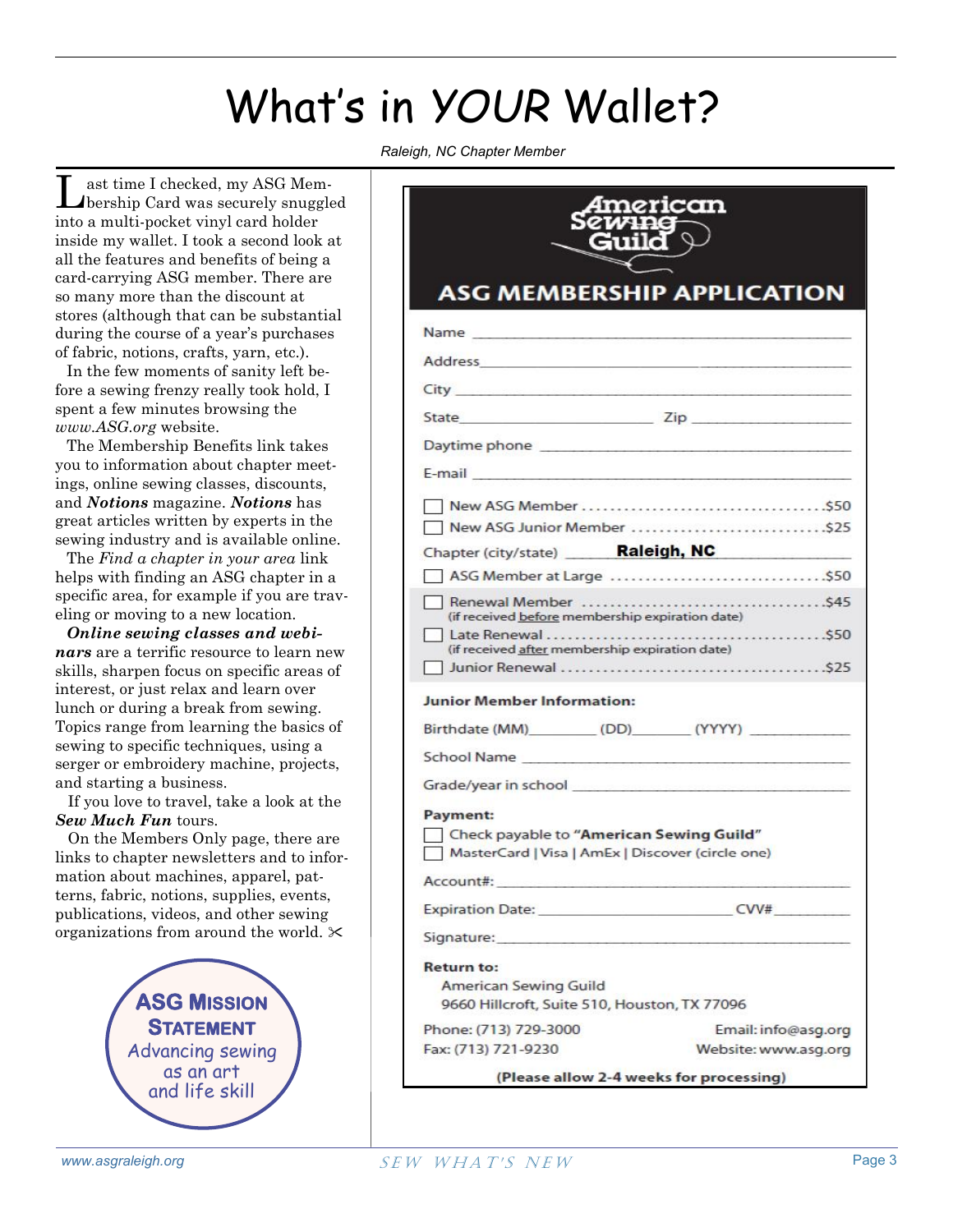# What's in *YOUR* Wallet?

*Raleigh, NC Chapter Member*

Last time I checked, my ASG Membership Card was securely snuggled into a multi-pocket vinyl card holder inside my wallet. I took a second look at all the features and benefits of being a card-carrying ASG member. There are so many more than the discount at stores (although that can be substantial during the course of a year's purchases of fabric, notions, crafts, yarn, etc.).

In the few moments of sanity left before a sewing frenzy really took hold, I spent a few minutes browsing the *www.ASG.org* website.

The Membership Benefits link takes you to information about chapter meetings, online sewing classes, discounts, and ***Notions*** magazine. ***Notions*** has great articles written by experts in the sewing industry and is available online.

The *Find a chapter in your area* link helps with finding an ASG chapter in a specific area, for example if you are traveling or moving to a new location.

***Online sewing classes and webinars*** are a terrific resource to learn new skills, sharpen focus on specific areas of interest, or just relax and learn over lunch or during a break from sewing. Topics range from learning the basics of sewing to specific techniques, using a serger or embroidery machine, projects, and starting a business.

If you love to travel, take a look at the ***Sew Much Fun*** tours.

On the Members Only page, there are links to chapter newsletters and to information about machines, apparel, patterns, fabric, notions, supplies, events, publications, videos, and other sewing organizations from around the world. ✂

**ASG MISSION STATEMENT**

Advancing sewing as an art and life skill

---

American Sewing Guild

## ASG MEMBERSHIP APPLICATION

Name ______________________

Address ______________________

City ______________________

State ______________ Zip ______________

Daytime phone ______________________

E-mail ______________________

- ☐ New ASG Member .................................. $50
- ☐ New ASG Junior Member ........................ $25

Chapter (city/state) **Raleigh, NC**

- ☐ ASG Member at Large ............................ $50
- ☐ Renewal Member .................................. $45
  (if received before membership expiration date)
- ☐ Late Renewal ....................................... $50
  (if received after membership expiration date)
- ☐ Junior Renewal ..................................... $25

**Junior Member Information:**

Birthdate (MM)________ (DD)________ (YYYY) ____________

School Name ______________________

Grade/year in school ______________________

**Payment:**

- ☐ Check payable to **"American Sewing Guild"**
- ☐ MasterCard | Visa | AmEx | Discover (circle one)

Account#: ______________________

Expiration Date: ______________ CVV# ________

Signature: ______________________

**Return to:**

American Sewing Guild
9660 Hillcroft, Suite 510, Houston, TX 77096

Phone: (713) 729-3000
Fax: (713) 721-9230

Email: info@asg.org
Website: www.asg.org

**(Please allow 2-4 weeks for processing)**